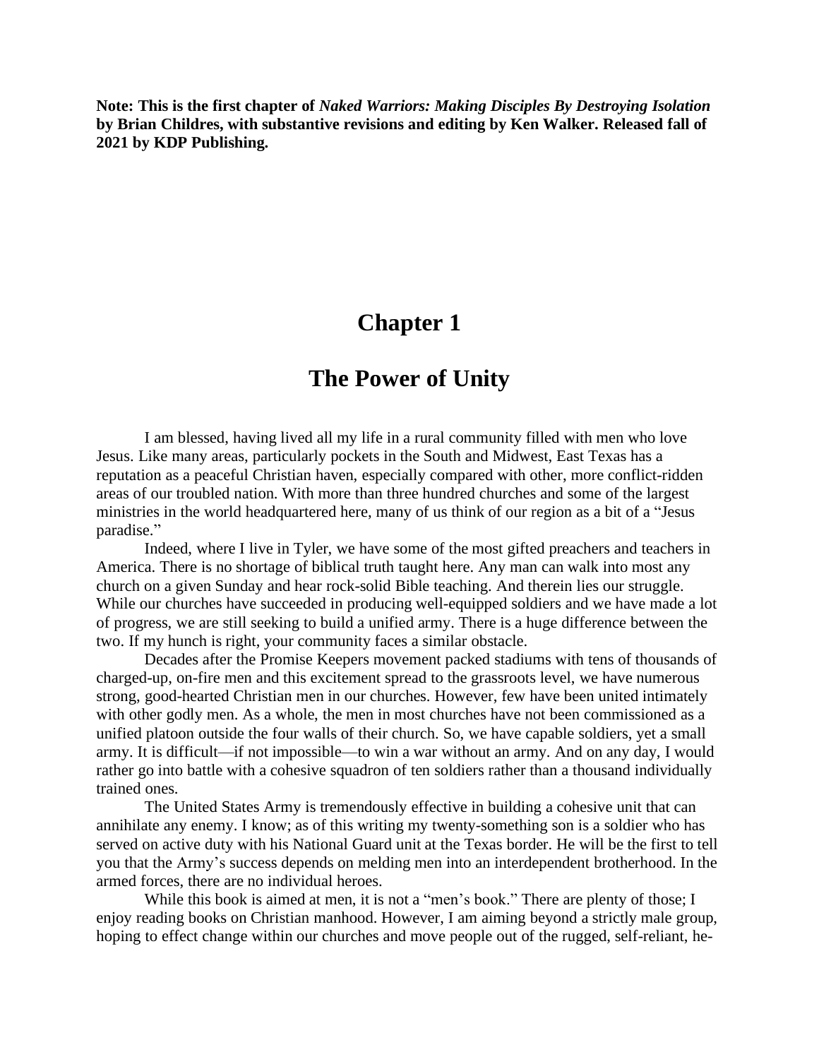**Note: This is the first chapter of *Naked Warriors: Making Disciples By Destroying Isolation* by Brian Childres, with substantive revisions and editing by Ken Walker. Released fall of 2021 by KDP Publishing.**

# Chapter 1

# The Power of Unity

I am blessed, having lived all my life in a rural community filled with men who love Jesus. Like many areas, particularly pockets in the South and Midwest, East Texas has a reputation as a peaceful Christian haven, especially compared with other, more conflict-ridden areas of our troubled nation. With more than three hundred churches and some of the largest ministries in the world headquartered here, many of us think of our region as a bit of a "Jesus paradise."

Indeed, where I live in Tyler, we have some of the most gifted preachers and teachers in America. There is no shortage of biblical truth taught here. Any man can walk into most any church on a given Sunday and hear rock-solid Bible teaching. And therein lies our struggle. While our churches have succeeded in producing well-equipped soldiers and we have made a lot of progress, we are still seeking to build a unified army. There is a huge difference between the two. If my hunch is right, your community faces a similar obstacle.

Decades after the Promise Keepers movement packed stadiums with tens of thousands of charged-up, on-fire men and this excitement spread to the grassroots level, we have numerous strong, good-hearted Christian men in our churches. However, few have been united intimately with other godly men. As a whole, the men in most churches have not been commissioned as a unified platoon outside the four walls of their church. So, we have capable soldiers, yet a small army. It is difficult—if not impossible—to win a war without an army. And on any day, I would rather go into battle with a cohesive squadron of ten soldiers rather than a thousand individually trained ones.

The United States Army is tremendously effective in building a cohesive unit that can annihilate any enemy. I know; as of this writing my twenty-something son is a soldier who has served on active duty with his National Guard unit at the Texas border. He will be the first to tell you that the Army's success depends on melding men into an interdependent brotherhood. In the armed forces, there are no individual heroes.

While this book is aimed at men, it is not a "men's book." There are plenty of those; I enjoy reading books on Christian manhood. However, I am aiming beyond a strictly male group, hoping to effect change within our churches and move people out of the rugged, self-reliant, he-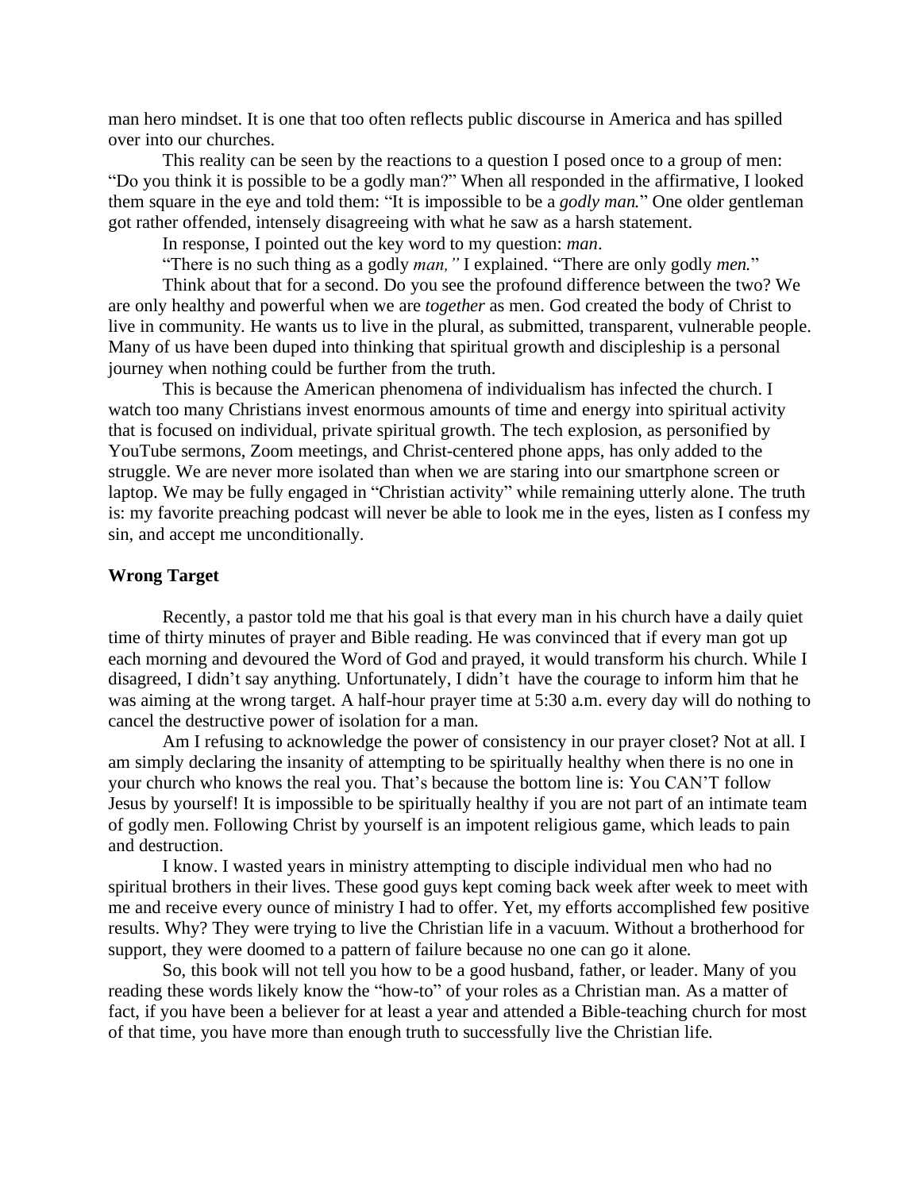man hero mindset. It is one that too often reflects public discourse in America and has spilled over into our churches.

This reality can be seen by the reactions to a question I posed once to a group of men: "Do you think it is possible to be a godly man?" When all responded in the affirmative, I looked them square in the eye and told them: "It is impossible to be a *godly man.*" One older gentleman got rather offended, intensely disagreeing with what he saw as a harsh statement.

In response, I pointed out the key word to my question: *man*.

"There is no such thing as a godly *man,"* I explained. "There are only godly *men.*"

Think about that for a second. Do you see the profound difference between the two? We are only healthy and powerful when we are *together* as men. God created the body of Christ to live in community. He wants us to live in the plural, as submitted, transparent, vulnerable people. Many of us have been duped into thinking that spiritual growth and discipleship is a personal journey when nothing could be further from the truth.

This is because the American phenomena of individualism has infected the church. I watch too many Christians invest enormous amounts of time and energy into spiritual activity that is focused on individual, private spiritual growth. The tech explosion, as personified by YouTube sermons, Zoom meetings, and Christ-centered phone apps, has only added to the struggle. We are never more isolated than when we are staring into our smartphone screen or laptop. We may be fully engaged in "Christian activity" while remaining utterly alone. The truth is: my favorite preaching podcast will never be able to look me in the eyes, listen as I confess my sin, and accept me unconditionally.

### Wrong Target

Recently, a pastor told me that his goal is that every man in his church have a daily quiet time of thirty minutes of prayer and Bible reading. He was convinced that if every man got up each morning and devoured the Word of God and prayed, it would transform his church. While I disagreed, I didn't say anything. Unfortunately, I didn't have the courage to inform him that he was aiming at the wrong target. A half-hour prayer time at 5:30 a.m. every day will do nothing to cancel the destructive power of isolation for a man.

Am I refusing to acknowledge the power of consistency in our prayer closet? Not at all. I am simply declaring the insanity of attempting to be spiritually healthy when there is no one in your church who knows the real you. That's because the bottom line is: You CAN'T follow Jesus by yourself! It is impossible to be spiritually healthy if you are not part of an intimate team of godly men. Following Christ by yourself is an impotent religious game, which leads to pain and destruction.

I know. I wasted years in ministry attempting to disciple individual men who had no spiritual brothers in their lives. These good guys kept coming back week after week to meet with me and receive every ounce of ministry I had to offer. Yet, my efforts accomplished few positive results. Why? They were trying to live the Christian life in a vacuum. Without a brotherhood for support, they were doomed to a pattern of failure because no one can go it alone.

So, this book will not tell you how to be a good husband, father, or leader. Many of you reading these words likely know the "how-to" of your roles as a Christian man. As a matter of fact, if you have been a believer for at least a year and attended a Bible-teaching church for most of that time, you have more than enough truth to successfully live the Christian life.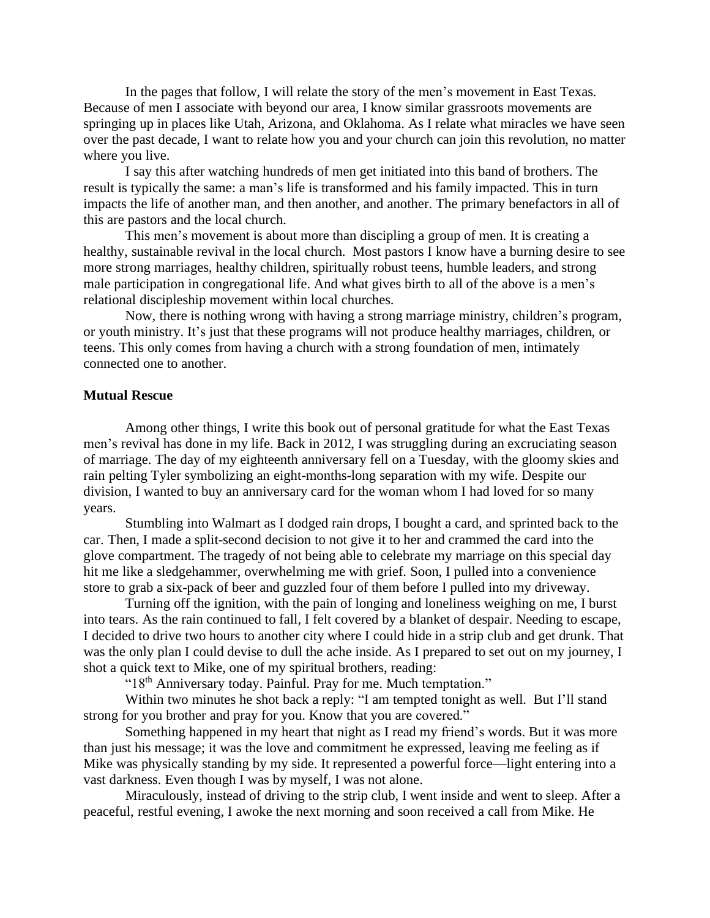In the pages that follow, I will relate the story of the men's movement in East Texas. Because of men I associate with beyond our area, I know similar grassroots movements are springing up in places like Utah, Arizona, and Oklahoma. As I relate what miracles we have seen over the past decade, I want to relate how you and your church can join this revolution, no matter where you live.

I say this after watching hundreds of men get initiated into this band of brothers. The result is typically the same: a man's life is transformed and his family impacted. This in turn impacts the life of another man, and then another, and another. The primary benefactors in all of this are pastors and the local church.

This men's movement is about more than discipling a group of men. It is creating a healthy, sustainable revival in the local church. Most pastors I know have a burning desire to see more strong marriages, healthy children, spiritually robust teens, humble leaders, and strong male participation in congregational life. And what gives birth to all of the above is a men's relational discipleship movement within local churches.

Now, there is nothing wrong with having a strong marriage ministry, children's program, or youth ministry. It's just that these programs will not produce healthy marriages, children, or teens. This only comes from having a church with a strong foundation of men, intimately connected one to another.

**Mutual Rescue**

Among other things, I write this book out of personal gratitude for what the East Texas men's revival has done in my life. Back in 2012, I was struggling during an excruciating season of marriage. The day of my eighteenth anniversary fell on a Tuesday, with the gloomy skies and rain pelting Tyler symbolizing an eight-months-long separation with my wife. Despite our division, I wanted to buy an anniversary card for the woman whom I had loved for so many years.

Stumbling into Walmart as I dodged rain drops, I bought a card, and sprinted back to the car. Then, I made a split-second decision to not give it to her and crammed the card into the glove compartment. The tragedy of not being able to celebrate my marriage on this special day hit me like a sledgehammer, overwhelming me with grief. Soon, I pulled into a convenience store to grab a six-pack of beer and guzzled four of them before I pulled into my driveway.

Turning off the ignition, with the pain of longing and loneliness weighing on me, I burst into tears. As the rain continued to fall, I felt covered by a blanket of despair. Needing to escape, I decided to drive two hours to another city where I could hide in a strip club and get drunk. That was the only plan I could devise to dull the ache inside. As I prepared to set out on my journey, I shot a quick text to Mike, one of my spiritual brothers, reading:

"18th Anniversary today. Painful. Pray for me. Much temptation."

Within two minutes he shot back a reply: "I am tempted tonight as well. But I'll stand strong for you brother and pray for you. Know that you are covered."

Something happened in my heart that night as I read my friend's words. But it was more than just his message; it was the love and commitment he expressed, leaving me feeling as if Mike was physically standing by my side. It represented a powerful force—light entering into a vast darkness. Even though I was by myself, I was not alone.

Miraculously, instead of driving to the strip club, I went inside and went to sleep. After a peaceful, restful evening, I awoke the next morning and soon received a call from Mike. He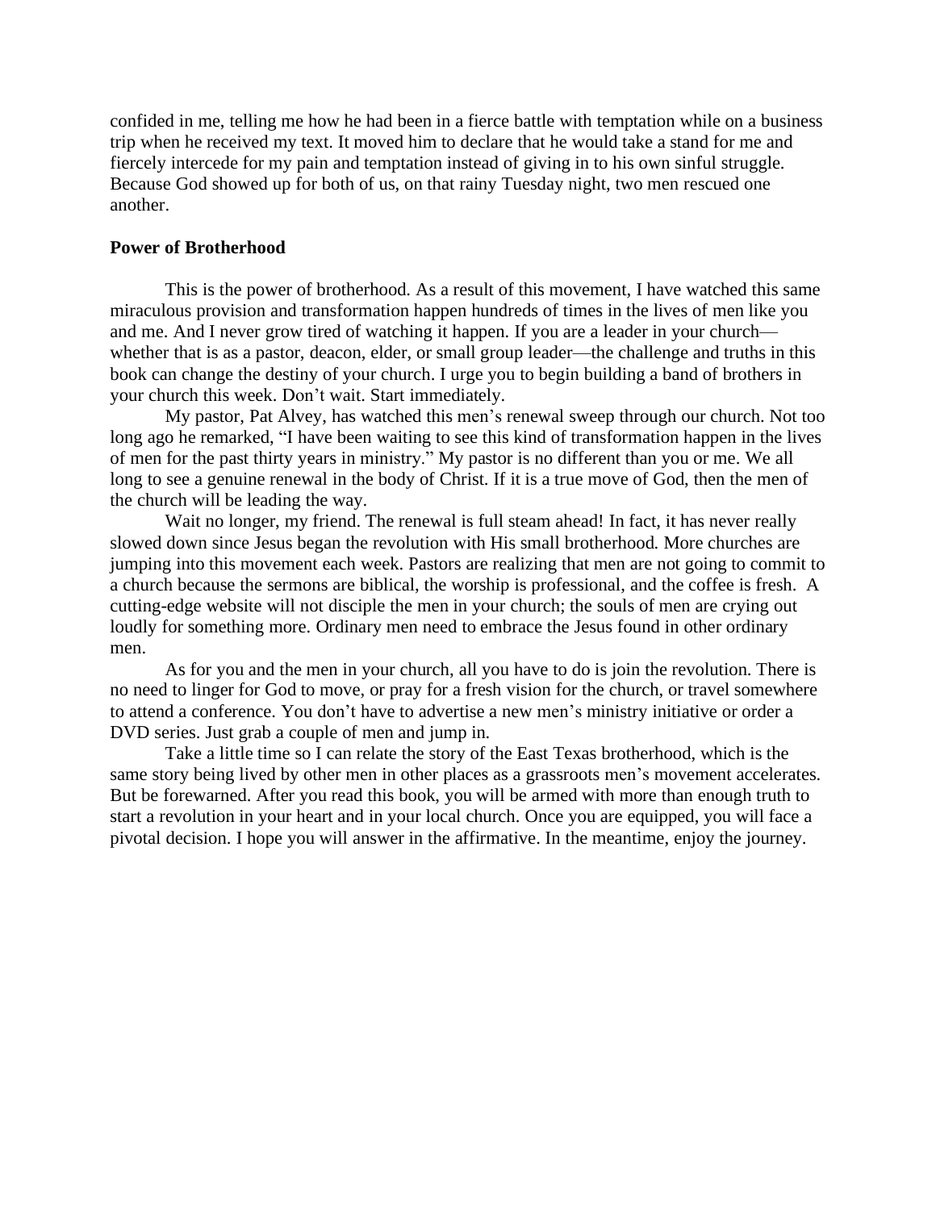confided in me, telling me how he had been in a fierce battle with temptation while on a business trip when he received my text. It moved him to declare that he would take a stand for me and fiercely intercede for my pain and temptation instead of giving in to his own sinful struggle. Because God showed up for both of us, on that rainy Tuesday night, two men rescued one another.

**Power of Brotherhood**

This is the power of brotherhood. As a result of this movement, I have watched this same miraculous provision and transformation happen hundreds of times in the lives of men like you and me. And I never grow tired of watching it happen. If you are a leader in your church—whether that is as a pastor, deacon, elder, or small group leader—the challenge and truths in this book can change the destiny of your church. I urge you to begin building a band of brothers in your church this week. Don't wait. Start immediately.

My pastor, Pat Alvey, has watched this men's renewal sweep through our church. Not too long ago he remarked, "I have been waiting to see this kind of transformation happen in the lives of men for the past thirty years in ministry." My pastor is no different than you or me. We all long to see a genuine renewal in the body of Christ. If it is a true move of God, then the men of the church will be leading the way.

Wait no longer, my friend. The renewal is full steam ahead! In fact, it has never really slowed down since Jesus began the revolution with His small brotherhood. More churches are jumping into this movement each week. Pastors are realizing that men are not going to commit to a church because the sermons are biblical, the worship is professional, and the coffee is fresh. A cutting-edge website will not disciple the men in your church; the souls of men are crying out loudly for something more. Ordinary men need to embrace the Jesus found in other ordinary men.

As for you and the men in your church, all you have to do is join the revolution. There is no need to linger for God to move, or pray for a fresh vision for the church, or travel somewhere to attend a conference. You don't have to advertise a new men's ministry initiative or order a DVD series. Just grab a couple of men and jump in.

Take a little time so I can relate the story of the East Texas brotherhood, which is the same story being lived by other men in other places as a grassroots men's movement accelerates. But be forewarned. After you read this book, you will be armed with more than enough truth to start a revolution in your heart and in your local church. Once you are equipped, you will face a pivotal decision. I hope you will answer in the affirmative. In the meantime, enjoy the journey.